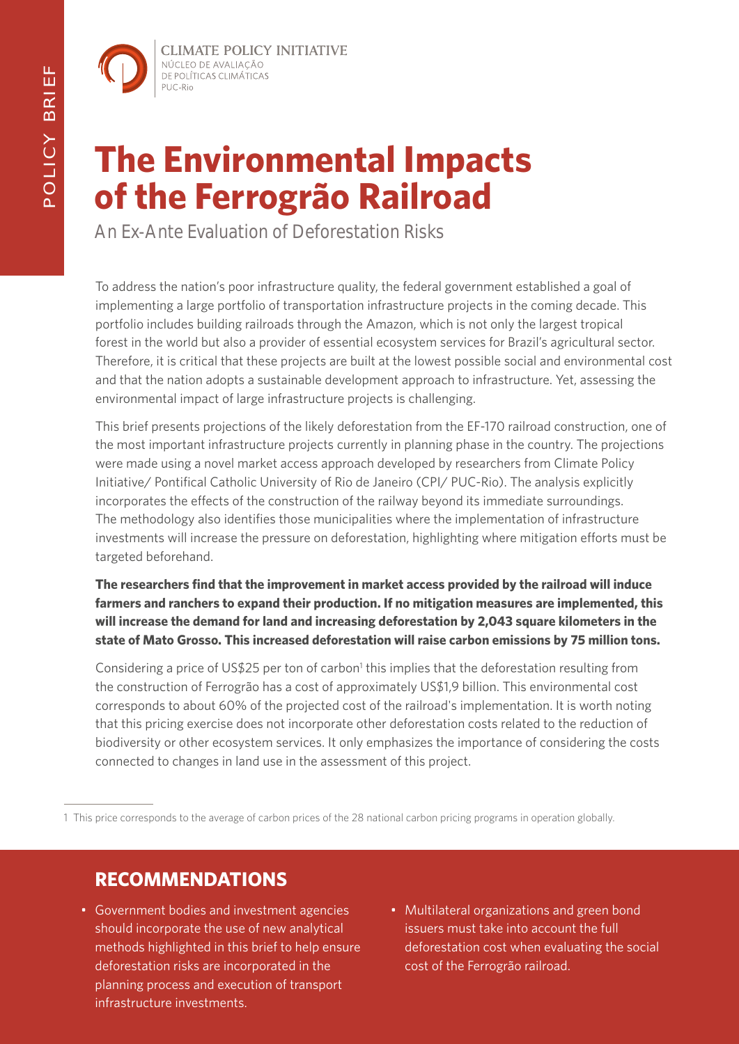POLICY BRIEF

CLIMATE POLICY INITIATIVE
NÚCLEO DE AVALIAÇÃO DE POLÍTICAS CLIMÁTICAS
PUC-Rio

# The Environmental Impacts of the Ferrogrão Railroad

An Ex-Ante Evaluation of Deforestation Risks

To address the nation's poor infrastructure quality, the federal government established a goal of implementing a large portfolio of transportation infrastructure projects in the coming decade. This portfolio includes building railroads through the Amazon, which is not only the largest tropical forest in the world but also a provider of essential ecosystem services for Brazil's agricultural sector. Therefore, it is critical that these projects are built at the lowest possible social and environmental cost and that the nation adopts a sustainable development approach to infrastructure. Yet, assessing the environmental impact of large infrastructure projects is challenging.

This brief presents projections of the likely deforestation from the EF-170 railroad construction, one of the most important infrastructure projects currently in planning phase in the country. The projections were made using a novel market access approach developed by researchers from Climate Policy Initiative/ Pontifical Catholic University of Rio de Janeiro (CPI/ PUC-Rio). The analysis explicitly incorporates the effects of the construction of the railway beyond its immediate surroundings. The methodology also identifies those municipalities where the implementation of infrastructure investments will increase the pressure on deforestation, highlighting where mitigation efforts must be targeted beforehand.

**The researchers find that the improvement in market access provided by the railroad will induce farmers and ranchers to expand their production. If no mitigation measures are implemented, this will increase the demand for land and increasing deforestation by 2,043 square kilometers in the state of Mato Grosso. This increased deforestation will raise carbon emissions by 75 million tons.**

Considering a price of US$25 per ton of carbon[1] this implies that the deforestation resulting from the construction of Ferrogrão has a cost of approximately US$1,9 billion. This environmental cost corresponds to about 60% of the projected cost of the railroad's implementation. It is worth noting that this pricing exercise does not incorporate other deforestation costs related to the reduction of biodiversity or other ecosystem services. It only emphasizes the importance of considering the costs connected to changes in land use in the assessment of this project.

1 This price corresponds to the average of carbon prices of the 28 national carbon pricing programs in operation globally.

## RECOMMENDATIONS

- Government bodies and investment agencies should incorporate the use of new analytical methods highlighted in this brief to help ensure deforestation risks are incorporated in the planning process and execution of transport infrastructure investments.
- Multilateral organizations and green bond issuers must take into account the full deforestation cost when evaluating the social cost of the Ferrogrão railroad.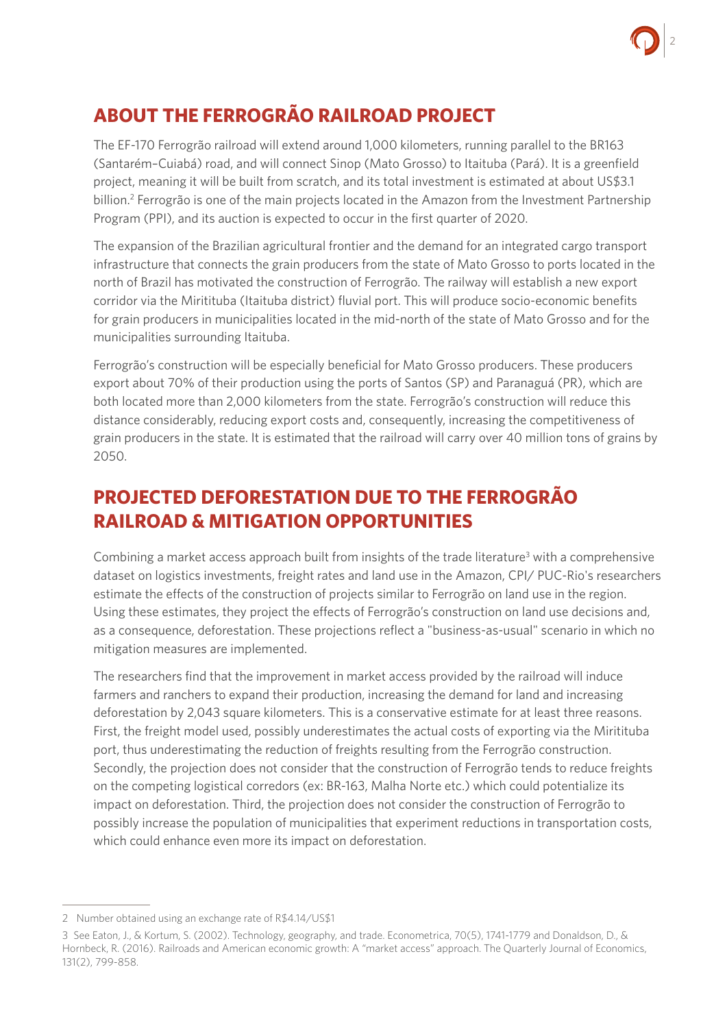## ABOUT THE FERROGRÃO RAILROAD PROJECT

The EF-170 Ferrogrão railroad will extend around 1,000 kilometers, running parallel to the BR163 (Santarém–Cuiabá) road, and will connect Sinop (Mato Grosso) to Itaituba (Pará). It is a greenfield project, meaning it will be built from scratch, and its total investment is estimated at about US$3.1 billion.[2] Ferrogrão is one of the main projects located in the Amazon from the Investment Partnership Program (PPI), and its auction is expected to occur in the first quarter of 2020.

The expansion of the Brazilian agricultural frontier and the demand for an integrated cargo transport infrastructure that connects the grain producers from the state of Mato Grosso to ports located in the north of Brazil has motivated the construction of Ferrogrão. The railway will establish a new export corridor via the Miritituba (Itaituba district) fluvial port. This will produce socio-economic benefits for grain producers in municipalities located in the mid-north of the state of Mato Grosso and for the municipalities surrounding Itaituba.

Ferrogrão's construction will be especially beneficial for Mato Grosso producers. These producers export about 70% of their production using the ports of Santos (SP) and Paranaguá (PR), which are both located more than 2,000 kilometers from the state. Ferrogrão's construction will reduce this distance considerably, reducing export costs and, consequently, increasing the competitiveness of grain producers in the state. It is estimated that the railroad will carry over 40 million tons of grains by 2050.

## PROJECTED DEFORESTATION DUE TO THE FERROGRÃO RAILROAD & MITIGATION OPPORTUNITIES

Combining a market access approach built from insights of the trade literature[3] with a comprehensive dataset on logistics investments, freight rates and land use in the Amazon, CPI/ PUC-Rio's researchers estimate the effects of the construction of projects similar to Ferrogrão on land use in the region. Using these estimates, they project the effects of Ferrogrão's construction on land use decisions and, as a consequence, deforestation. These projections reflect a "business-as-usual" scenario in which no mitigation measures are implemented.

The researchers find that the improvement in market access provided by the railroad will induce farmers and ranchers to expand their production, increasing the demand for land and increasing deforestation by 2,043 square kilometers. This is a conservative estimate for at least three reasons. First, the freight model used, possibly underestimates the actual costs of exporting via the Miritituba port, thus underestimating the reduction of freights resulting from the Ferrogrão construction. Secondly, the projection does not consider that the construction of Ferrogrão tends to reduce freights on the competing logistical corredors (ex: BR-163, Malha Norte etc.) which could potentialize its impact on deforestation. Third, the projection does not consider the construction of Ferrogrão to possibly increase the population of municipalities that experiment reductions in transportation costs, which could enhance even more its impact on deforestation.

---

2 Number obtained using an exchange rate of R$4.14/US$1

3 See Eaton, J., & Kortum, S. (2002). Technology, geography, and trade. Econometrica, 70(5), 1741-1779 and Donaldson, D., & Hornbeck, R. (2016). Railroads and American economic growth: A "market access" approach. The Quarterly Journal of Economics, 131(2), 799-858.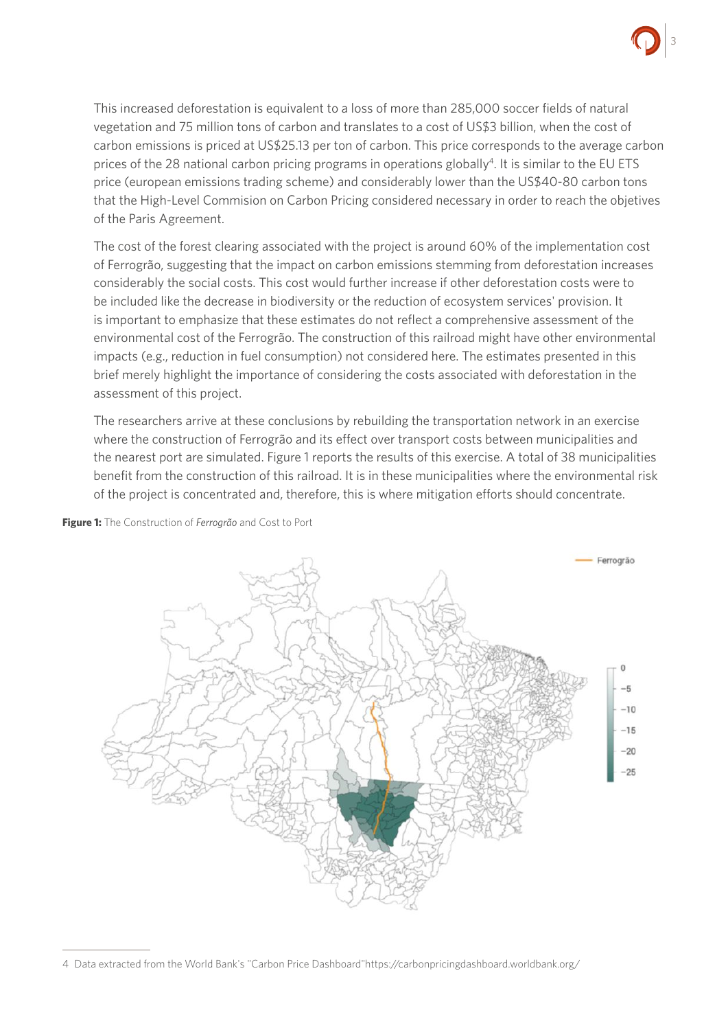This increased deforestation is equivalent to a loss of more than 285,000 soccer fields of natural vegetation and 75 million tons of carbon and translates to a cost of US$3 billion, when the cost of carbon emissions is priced at US$25.13 per ton of carbon. This price corresponds to the average carbon prices of the 28 national carbon pricing programs in operations globally[4]. It is similar to the EU ETS price (european emissions trading scheme) and considerably lower than the US$40-80 carbon tons that the High-Level Commision on Carbon Pricing considered necessary in order to reach the objetives of the Paris Agreement.

The cost of the forest clearing associated with the project is around 60% of the implementation cost of Ferrogrão, suggesting that the impact on carbon emissions stemming from deforestation increases considerably the social costs. This cost would further increase if other deforestation costs were to be included like the decrease in biodiversity or the reduction of ecosystem services' provision. It is important to emphasize that these estimates do not reflect a comprehensive assessment of the environmental cost of the Ferrogrão. The construction of this railroad might have other environmental impacts (e.g., reduction in fuel consumption) not considered here. The estimates presented in this brief merely highlight the importance of considering the costs associated with deforestation in the assessment of this project.

The researchers arrive at these conclusions by rebuilding the transportation network in an exercise where the construction of Ferrogrão and its effect over transport costs between municipalities and the nearest port are simulated. Figure 1 reports the results of this exercise. A total of 38 municipalities benefit from the construction of this railroad. It is in these municipalities where the environmental risk of the project is concentrated and, therefore, this is where mitigation efforts should concentrate.

**Figure 1:** The Construction of *Ferrogrão* and Cost to Port

4 Data extracted from the World Bank's "Carbon Price Dashboard"https://carbonpricingdashboard.worldbank.org/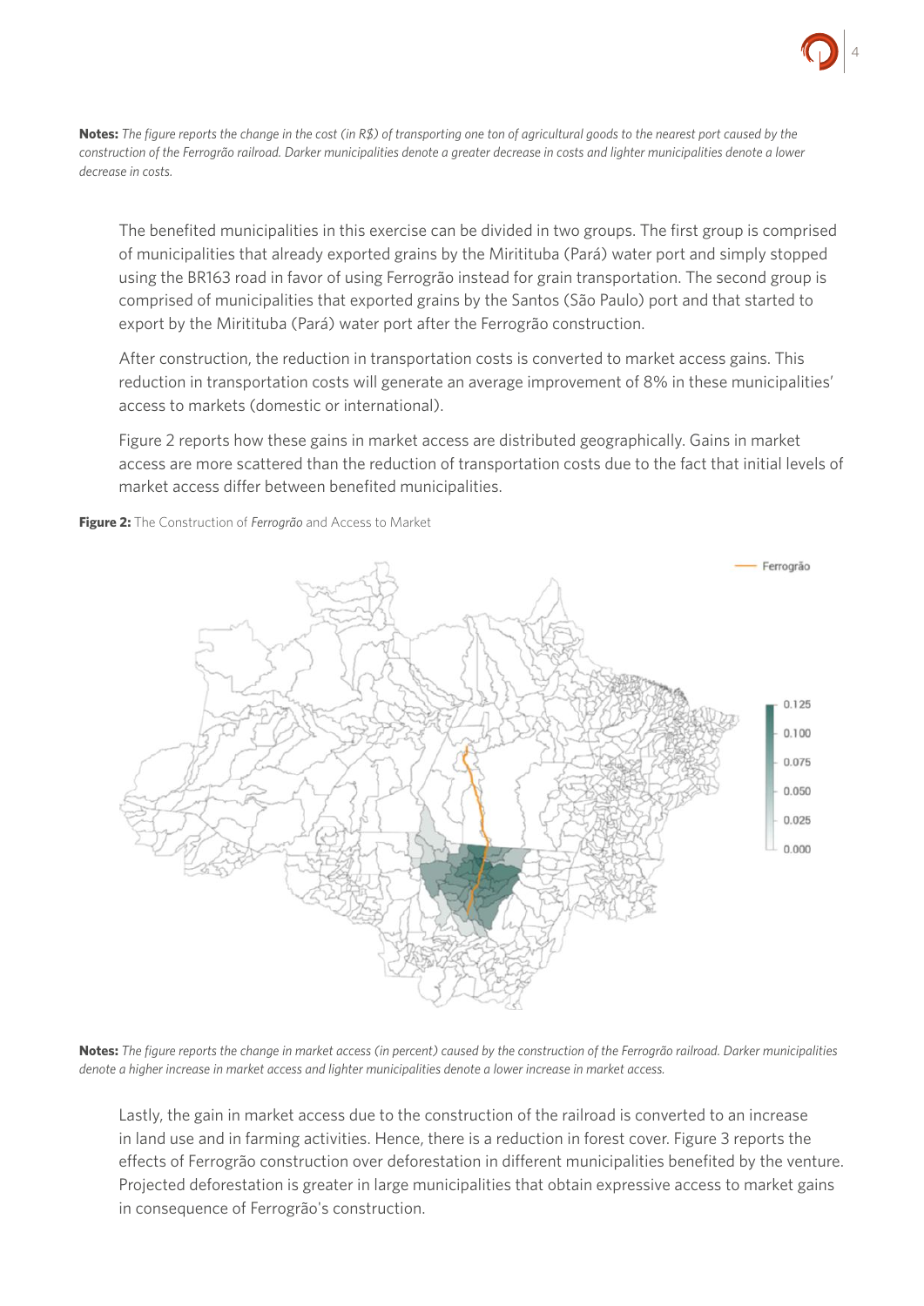**Notes:** *The figure reports the change in the cost (in R$) of transporting one ton of agricultural goods to the nearest port caused by the construction of the Ferrogrão railroad. Darker municipalities denote a greater decrease in costs and lighter municipalities denote a lower decrease in costs.*

The benefited municipalities in this exercise can be divided in two groups. The first group is comprised of municipalities that already exported grains by the Miritituba (Pará) water port and simply stopped using the BR163 road in favor of using Ferrogrão instead for grain transportation. The second group is comprised of municipalities that exported grains by the Santos (São Paulo) port and that started to export by the Miritituba (Pará) water port after the Ferrogrão construction.

After construction, the reduction in transportation costs is converted to market access gains. This reduction in transportation costs will generate an average improvement of 8% in these municipalities' access to markets (domestic or international).

Figure 2 reports how these gains in market access are distributed geographically. Gains in market access are more scattered than the reduction of transportation costs due to the fact that initial levels of market access differ between benefited municipalities.

**Figure 2:** The Construction of *Ferrogrão* and Access to Market

**Notes:** *The figure reports the change in market access (in percent) caused by the construction of the Ferrogrão railroad. Darker municipalities denote a higher increase in market access and lighter municipalities denote a lower increase in market access.*

Lastly, the gain in market access due to the construction of the railroad is converted to an increase in land use and in farming activities. Hence, there is a reduction in forest cover. Figure 3 reports the effects of Ferrogrão construction over deforestation in different municipalities benefited by the venture. Projected deforestation is greater in large municipalities that obtain expressive access to market gains in consequence of Ferrogrão's construction.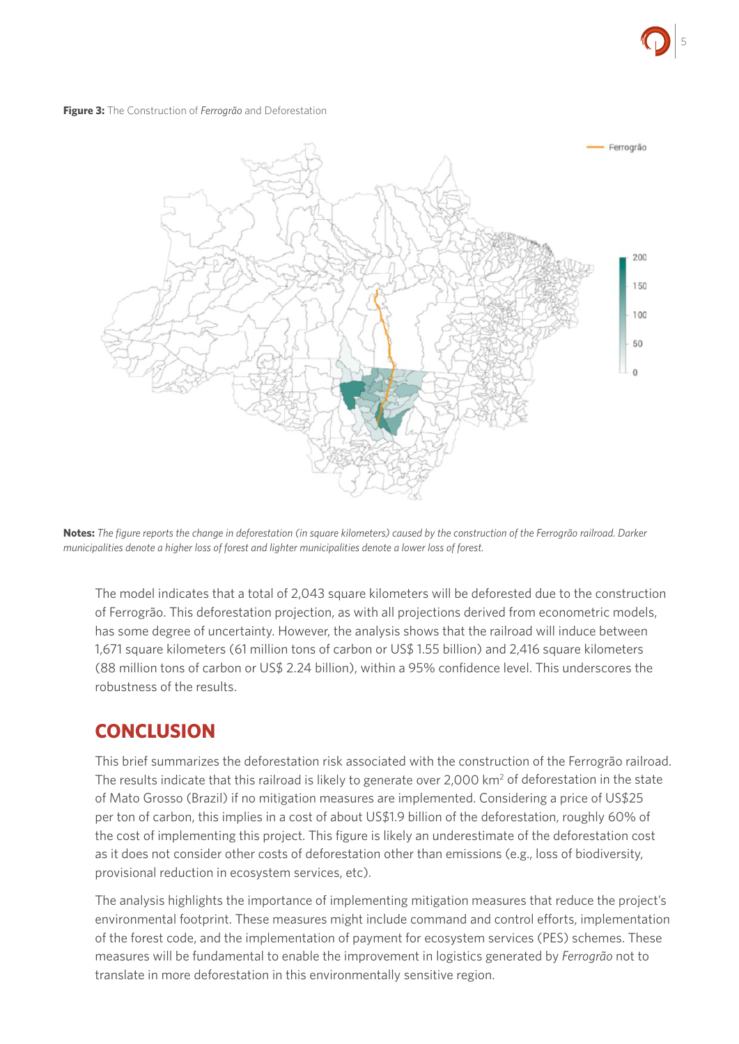**Figure 3:** The Construction of *Ferrogrão* and Deforestation

**Notes:** *The figure reports the change in deforestation (in square kilometers) caused by the construction of the Ferrogrão railroad. Darker municipalities denote a higher loss of forest and lighter municipalities denote a lower loss of forest.*

The model indicates that a total of 2,043 square kilometers will be deforested due to the construction of Ferrogrão. This deforestation projection, as with all projections derived from econometric models, has some degree of uncertainty. However, the analysis shows that the railroad will induce between 1,671 square kilometers (61 million tons of carbon or US$ 1.55 billion) and 2,416 square kilometers (88 million tons of carbon or US$ 2.24 billion), within a 95% confidence level. This underscores the robustness of the results.

## CONCLUSION

This brief summarizes the deforestation risk associated with the construction of the Ferrogrão railroad. The results indicate that this railroad is likely to generate over 2,000 km$^2$ of deforestation in the state of Mato Grosso (Brazil) if no mitigation measures are implemented. Considering a price of US$25 per ton of carbon, this implies in a cost of about US$1.9 billion of the deforestation, roughly 60% of the cost of implementing this project. This figure is likely an underestimate of the deforestation cost as it does not consider other costs of deforestation other than emissions (e.g., loss of biodiversity, provisional reduction in ecosystem services, etc).

The analysis highlights the importance of implementing mitigation measures that reduce the project's environmental footprint. These measures might include command and control efforts, implementation of the forest code, and the implementation of payment for ecosystem services (PES) schemes. These measures will be fundamental to enable the improvement in logistics generated by *Ferrogrão* not to translate in more deforestation in this environmentally sensitive region.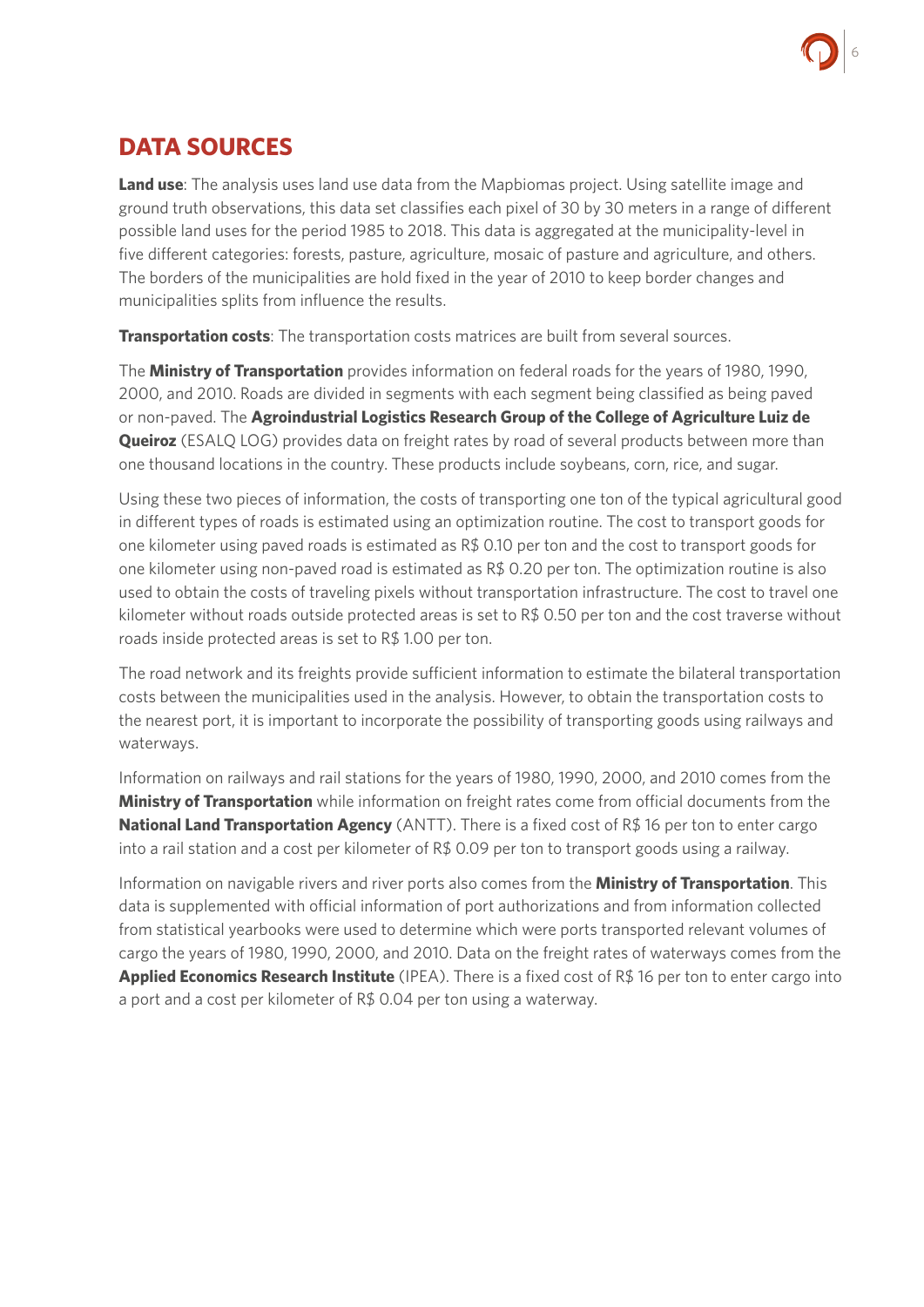## DATA SOURCES

**Land use**: The analysis uses land use data from the Mapbiomas project. Using satellite image and ground truth observations, this data set classifies each pixel of 30 by 30 meters in a range of different possible land uses for the period 1985 to 2018. This data is aggregated at the municipality-level in five different categories: forests, pasture, agriculture, mosaic of pasture and agriculture, and others. The borders of the municipalities are hold fixed in the year of 2010 to keep border changes and municipalities splits from influence the results.

**Transportation costs**: The transportation costs matrices are built from several sources.

The **Ministry of Transportation** provides information on federal roads for the years of 1980, 1990, 2000, and 2010. Roads are divided in segments with each segment being classified as being paved or non-paved. The **Agroindustrial Logistics Research Group of the College of Agriculture Luiz de Queiroz** (ESALQ LOG) provides data on freight rates by road of several products between more than one thousand locations in the country. These products include soybeans, corn, rice, and sugar.

Using these two pieces of information, the costs of transporting one ton of the typical agricultural good in different types of roads is estimated using an optimization routine. The cost to transport goods for one kilometer using paved roads is estimated as R$ 0.10 per ton and the cost to transport goods for one kilometer using non-paved road is estimated as R$ 0.20 per ton. The optimization routine is also used to obtain the costs of traveling pixels without transportation infrastructure. The cost to travel one kilometer without roads outside protected areas is set to R$ 0.50 per ton and the cost traverse without roads inside protected areas is set to R$ 1.00 per ton.

The road network and its freights provide sufficient information to estimate the bilateral transportation costs between the municipalities used in the analysis. However, to obtain the transportation costs to the nearest port, it is important to incorporate the possibility of transporting goods using railways and waterways.

Information on railways and rail stations for the years of 1980, 1990, 2000, and 2010 comes from the **Ministry of Transportation** while information on freight rates come from official documents from the **National Land Transportation Agency** (ANTT). There is a fixed cost of R$ 16 per ton to enter cargo into a rail station and a cost per kilometer of R$ 0.09 per ton to transport goods using a railway.

Information on navigable rivers and river ports also comes from the **Ministry of Transportation**. This data is supplemented with official information of port authorizations and from information collected from statistical yearbooks were used to determine which were ports transported relevant volumes of cargo the years of 1980, 1990, 2000, and 2010. Data on the freight rates of waterways comes from the **Applied Economics Research Institute** (IPEA). There is a fixed cost of R$ 16 per ton to enter cargo into a port and a cost per kilometer of R$ 0.04 per ton using a waterway.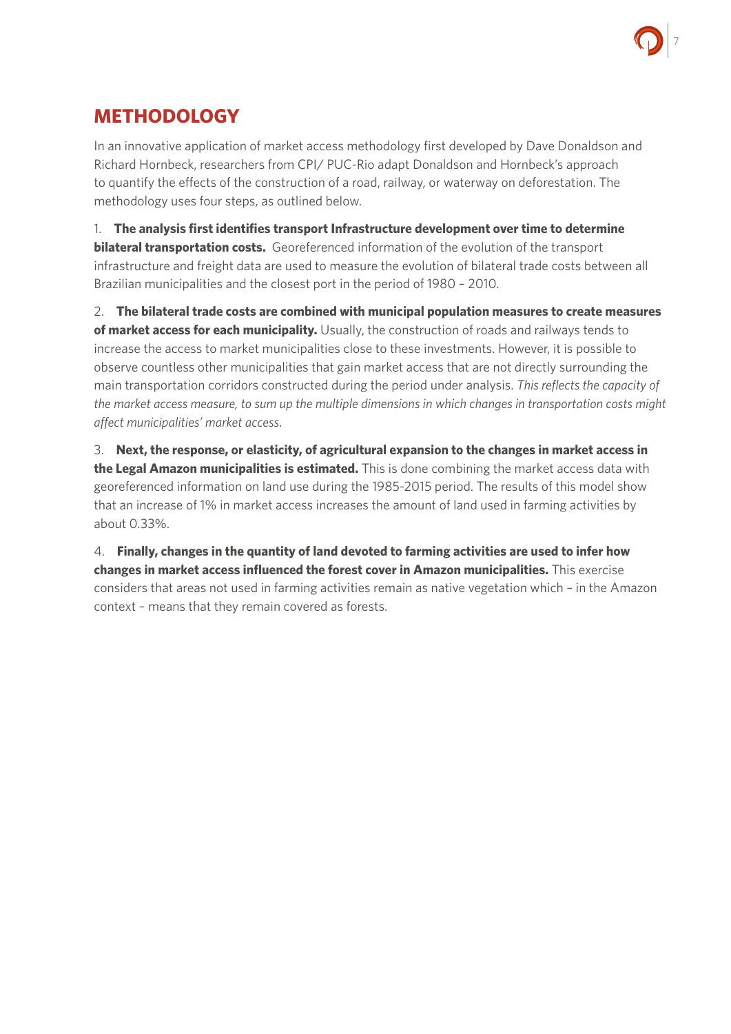## METHODOLOGY

In an innovative application of market access methodology first developed by Dave Donaldson and Richard Hornbeck, researchers from CPI/ PUC-Rio adapt Donaldson and Hornbeck's approach to quantify the effects of the construction of a road, railway, or waterway on deforestation. The methodology uses four steps, as outlined below.

1. **The analysis first identifies transport Infrastructure development over time to determine bilateral transportation costs.** Georeferenced information of the evolution of the transport infrastructure and freight data are used to measure the evolution of bilateral trade costs between all Brazilian municipalities and the closest port in the period of 1980 – 2010.

2. **The bilateral trade costs are combined with municipal population measures to create measures of market access for each municipality.** Usually, the construction of roads and railways tends to increase the access to market municipalities close to these investments. However, it is possible to observe countless other municipalities that gain market access that are not directly surrounding the main transportation corridors constructed during the period under analysis. *This reflects the capacity of the market access measure, to sum up the multiple dimensions in which changes in transportation costs might affect municipalities' market access*.

3. **Next, the response, or elasticity, of agricultural expansion to the changes in market access in the Legal Amazon municipalities is estimated.** This is done combining the market access data with georeferenced information on land use during the 1985-2015 period. The results of this model show that an increase of 1% in market access increases the amount of land used in farming activities by about 0.33%.

4. **Finally, changes in the quantity of land devoted to farming activities are used to infer how changes in market access influenced the forest cover in Amazon municipalities.** This exercise considers that areas not used in farming activities remain as native vegetation which – in the Amazon context – means that they remain covered as forests.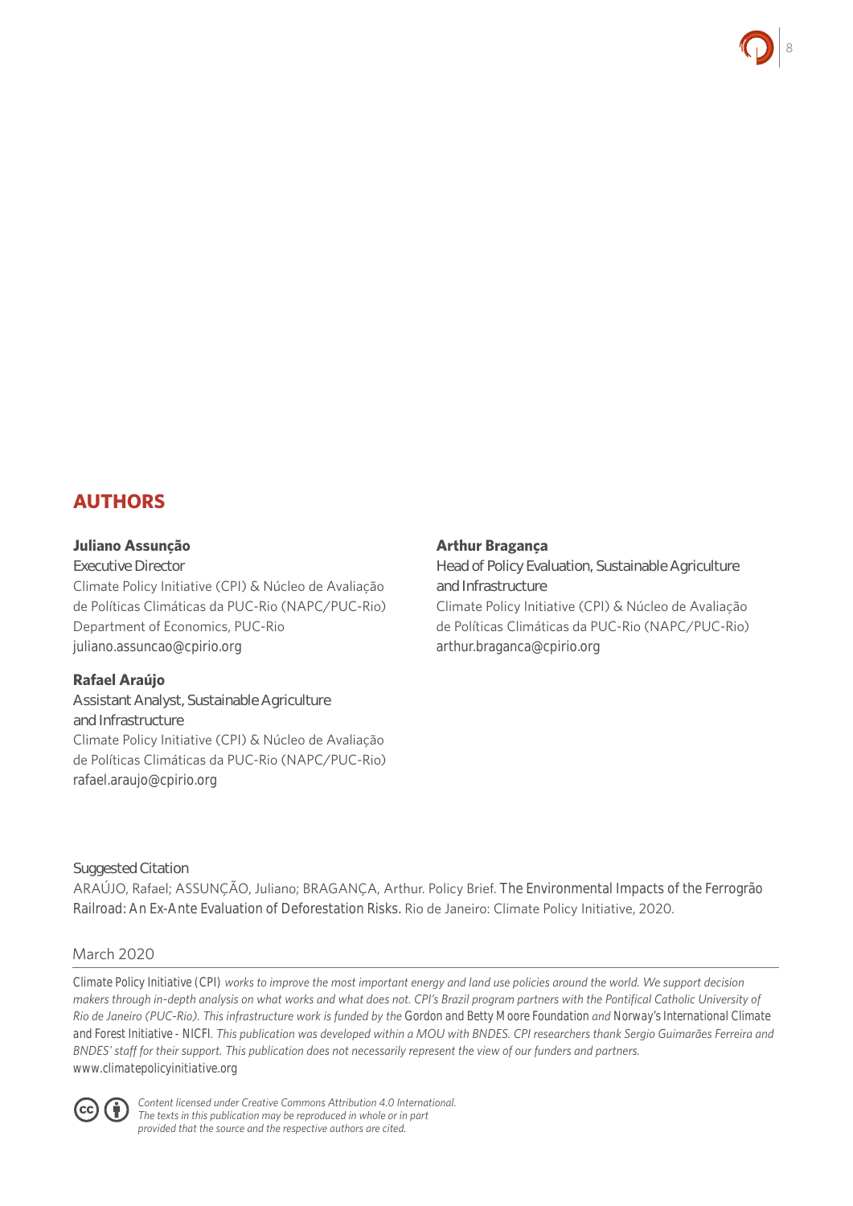## AUTHORS

**Juliano Assunção**
Executive Director
Climate Policy Initiative (CPI) & Núcleo de Avaliação de Políticas Climáticas da PUC-Rio (NAPC/PUC-Rio)
Department of Economics, PUC-Rio
juliano.assuncao@cpirio.org

**Rafael Araújo**
Assistant Analyst, Sustainable Agriculture and Infrastructure
Climate Policy Initiative (CPI) & Núcleo de Avaliação de Políticas Climáticas da PUC-Rio (NAPC/PUC-Rio)
rafael.araujo@cpirio.org

**Arthur Bragança**
Head of Policy Evaluation, Sustainable Agriculture and Infrastructure
Climate Policy Initiative (CPI) & Núcleo de Avaliação de Políticas Climáticas da PUC-Rio (NAPC/PUC-Rio)
arthur.braganca@cpirio.org

Suggested Citation
ARAÚJO, Rafael; ASSUNÇÃO, Juliano; BRAGANÇA, Arthur. Policy Brief. The Environmental Impacts of the Ferrogrão Railroad: An Ex-Ante Evaluation of Deforestation Risks. Rio de Janeiro: Climate Policy Initiative, 2020.

March 2020

Climate Policy Initiative (CPI) *works to improve the most important energy and land use policies around the world. We support decision makers through in-depth analysis on what works and what does not. CPI's Brazil program partners with the Pontifical Catholic University of Rio de Janeiro (PUC-Rio). This infrastructure work is funded by the* Gordon and Betty Moore Foundation *and* Norway's International Climate and Forest Initiative - NICFI. *This publication was developed within a MOU with BNDES. CPI researchers thank Sergio Guimarães Ferreira and BNDES' staff for their support. This publication does not necessarily represent the view of our funders and partners.*
www.climatepolicyinitiative.org

*Content licensed under Creative Commons Attribution 4.0 International. The texts in this publication may be reproduced in whole or in part provided that the source and the respective authors are cited.*